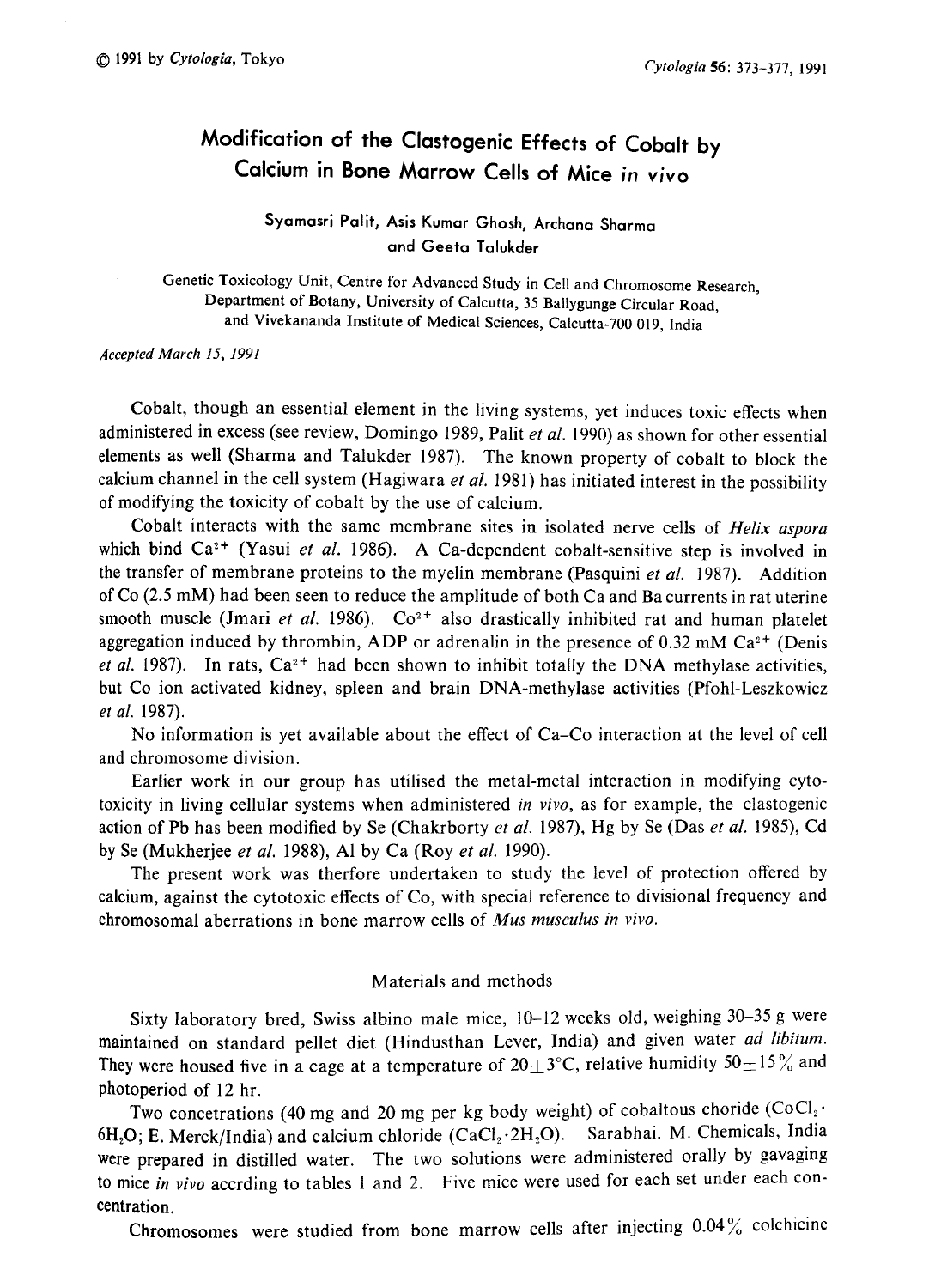# Modification of the Clastogenic Effects of Cobalt by Calcium in Bone Marrow Cells of Mice *in vivo*

Syamasri Palit, Asis Kumar Ghosh, Archana Sharma and Geeta Talukder

Genetic Toxicology Unit, Centre for Advanced Study in Cell and Chromosome Research, Department of Botany, University of Calcutta, 35 Ballygunge Circular Road, and Vivekananda Institute of Medical Sciences, Calcutta-700 019, India

*Accepted March 15, 1991*

Cobalt, though an essential element in the living systems, yet induces toxic effects when administered in excess (see review, Domingo 1989, Palit *et al.* 1990) as shown for other essential elements as well (Sharma and Talukder 1987). The known property of cobalt to block the calcium channel in the cell system (Hagiwara *et al.* 1981) has initiated interest in the possibility of modifying the toxicity of cobalt by the use of calcium.

Cobalt interacts with the same membrane sites in isolated nerve cells of *Helix aspora* which bind $Ca^{2+}$ (Yasui *et al.* 1986). A Ca-dependent cobalt-sensitive step is involved in the transfer of membrane proteins to the myelin membrane (Pasquini *et al.* 1987). Addition of Co (2.5 mM) had been seen to reduce the amplitude of both Ca and Ba currents in rat uterine smooth muscle (Jmari *et al.* 1986). $Co^{2+}$ also drastically inhibited rat and human platelet aggregation induced by thrombin, ADP or adrenalin in the presence of 0.32 mM $Ca^{2+}$ (Denis *et al.* 1987). In rats, $Ca^{2+}$ had been shown to inhibit totally the DNA methylase activities, but Co ion activated kidney, spleen and brain DNA-methylase activities (Pfohl-Leszkowicz *et al.* 1987).

No information is yet available about the effect of Ca–Co interaction at the level of cell and chromosome division.

Earlier work in our group has utilised the metal-metal interaction in modifying cytotoxicity in living cellular systems when administered *in vivo*, as for example, the clastogenic action of Pb has been modified by Se (Chakrborty *et al.* 1987), Hg by Se (Das *et al.* 1985), Cd by Se (Mukherjee *et al.* 1988), Al by Ca (Roy *et al.* 1990).

The present work was therfore undertaken to study the level of protection offered by calcium, against the cytotoxic effects of Co, with special reference to divisional frequency and chromosomal aberrations in bone marrow cells of *Mus musculus in vivo*.

## Materials and methods

Sixty laboratory bred, Swiss albino male mice, 10–12 weeks old, weighing 30–35 g were maintained on standard pellet diet (Hindusthan Lever, India) and given water *ad libitum*. They were housed five in a cage at a temperature of $20\pm3°C$, relative humidity $50\pm15\%$ and photoperiod of 12 hr.

Two concetrations (40 mg and 20 mg per kg body weight) of cobaltous choride ($CoCl_2 \cdot 6H_2O$; E. Merck/India) and calcium chloride ($CaCl_2 \cdot 2H_2O$). Sarabhai. M. Chemicals, India were prepared in distilled water. The two solutions were administered orally by gavaging to mice *in vivo* accrding to tables 1 and 2. Five mice were used for each set under each concentration.

Chromosomes were studied from bone marrow cells after injecting 0.04% colchicine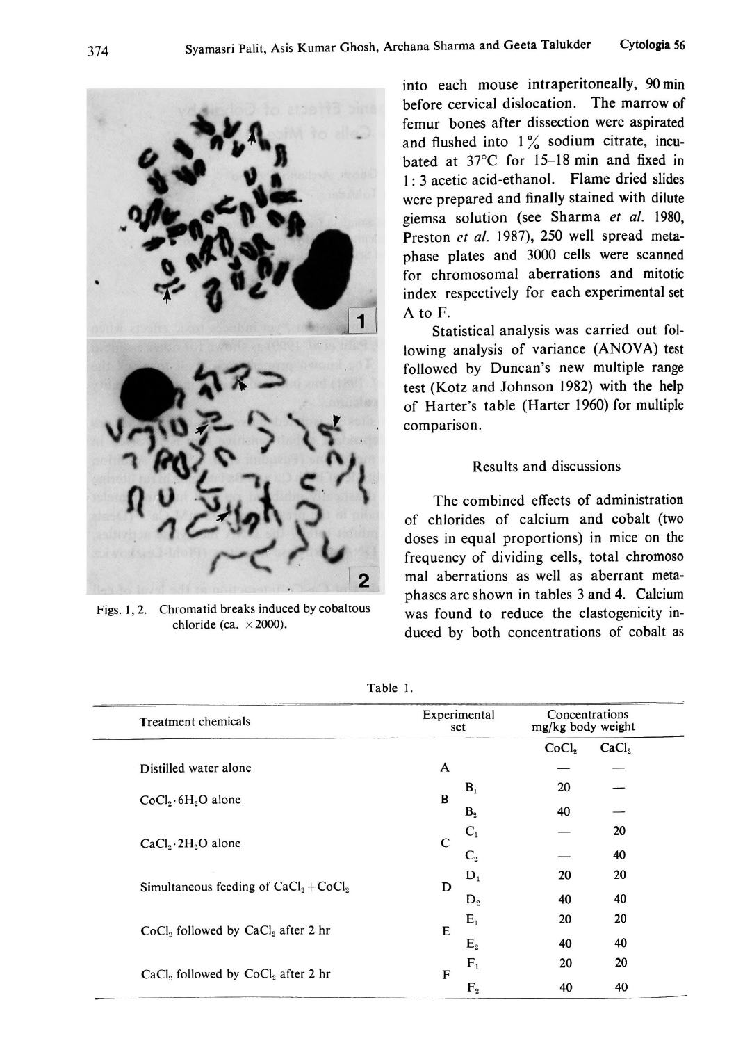into each mouse intraperitoneally, 90 min before cervical dislocation. The marrow of femur bones after dissection were aspirated and flushed into 1% sodium citrate, incubated at 37°C for 15–18 min and fixed in 1 : 3 acetic acid-ethanol. Flame dried slides were prepared and finally stained with dilute giemsa solution (see Sharma *et al.* 1980, Preston *et al.* 1987), 250 well spread metaphase plates and 3000 cells were scanned for chromosomal aberrations and mitotic index respectively for each experimental set A to F.

Statistical analysis was carried out following analysis of variance (ANOVA) test followed by Duncan's new multiple range test (Kotz and Johnson 1982) with the help of Harter's table (Harter 1960) for multiple comparison.

## Results and discussions

The combined effects of administration of chlorides of calcium and cobalt (two doses in equal proportions) in mice on the frequency of dividing cells, total chromosomal aberrations as well as aberrant metaphases are shown in tables 3 and 4. Calcium was found to reduce the clastogenicity induced by both concentrations of cobalt as

Figs. 1, 2. Chromatid breaks induced by cobaltous chloride (ca. ×2000).

Table 1.

| Treatment chemicals | Experimental set | | Concentrations mg/kg body weight | |
|---|---|---|---|---|
| | | | $CoCl_2$ | $CaCl_2$ |
| Distilled water alone | A | | — | — |
| $CoCl_2 \cdot 6H_2O$ alone | B | $B_1$ | 20 | — |
| | | $B_2$ | 40 | — |
| $CaCl_2 \cdot 2H_2O$ alone | C | $C_1$ | — | 20 |
| | | $C_2$ | — | 40 |
| Simultaneous feeding of $CaCl_2 + CoCl_2$ | D | $D_1$ | 20 | 20 |
| | | $D_2$ | 40 | 40 |
| $CoCl_2$ followed by $CaCl_2$ after 2 hr | E | $E_1$ | 20 | 20 |
| | | $E_2$ | 40 | 40 |
| $CaCl_2$ followed by $CoCl_2$ after 2 hr | F | $F_1$ | 20 | 20 |
| | | $F_2$ | 40 | 40 |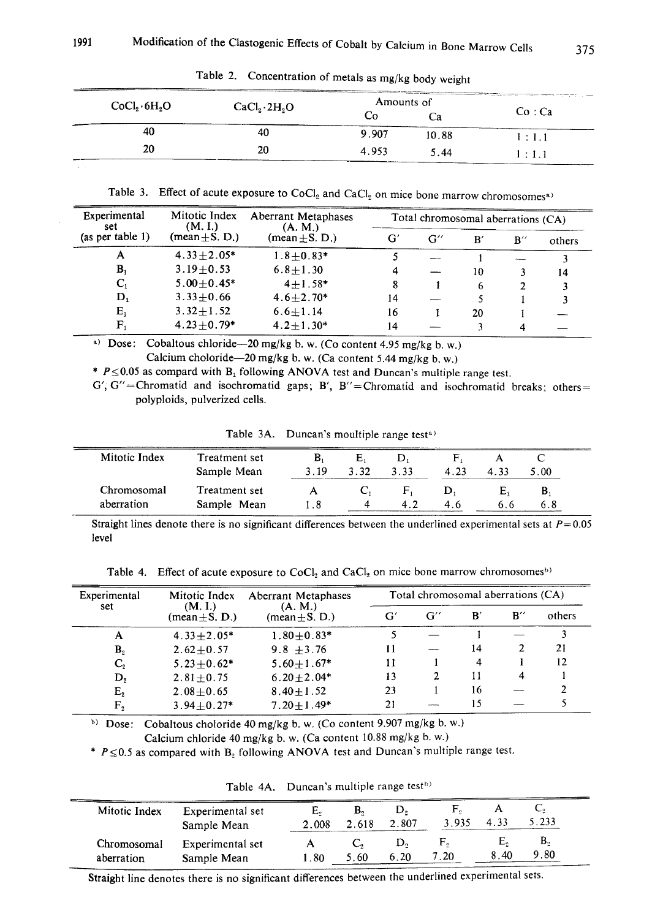Table 2. Concentration of metals as mg/kg body weight

| $CoCl_2 \cdot 6H_2O$ | $CaCl_2 \cdot 2H_2O$ | Amounts of Co | Amounts of Ca | Co : Ca |
|---|---|---|---|---|
| 40 | 40 | 9.907 | 10.88 | 1 : 1.1 |
| 20 | 20 | 4.953 | 5.44 | 1 : 1.1 |

Table 3. Effect of acute exposure to $CoCl_2$ and $CaCl_2$ on mice bone marrow chromosomes[a)]

| Experimental set (as per table 1) | Mitotic Index (M. I.) (mean±S. D.) | Aberrant Metaphases (A. M.) (mean±S. D.) | Total chromosomal aberrations (CA) | | | | |
|---|---|---|---|---|---|---|---|
| | | | G′ | G″ | B′ | B″ | others |
| A | 4.33±2.05* | 1.8±0.83* | 5 | — | 1 | — | 3 |
| $B_1$ | 3.19±0.53 | 6.8±1.30 | 4 | — | 10 | 3 | 14 |
| $C_1$ | 5.00±0.45* | 4±1.58* | 8 | 1 | 6 | 2 | 3 |
| $D_1$ | 3.33±0.66 | 4.6±2.70* | 14 | — | 5 | 1 | 3 |
| $E_1$ | 3.32±1.52 | 6.6±1.14 | 16 | 1 | 20 | 1 | — |
| $F_1$ | 4.23±0.79* | 4.2±1.30* | 14 | — | 3 | 4 | — |

a) Dose: Cobaltous chloride—20 mg/kg b. w. (Co content 4.95 mg/kg b. w.)
Calcium choloride—20 mg/kg b. w. (Ca content 5.44 mg/kg b. w.)

\* $P \leq 0.05$ as compard with $B_1$ following ANOVA test and Duncan's multiple range test.

G′, G″=Chromatid and isochromatid gaps; B′, B″=Chromatid and isochromatid breaks; others= polyploids, pulverized cells.

Table 3A. Duncan's moultiple range test[a)]

| | | | | | | | |
|---|---|---|---|---|---|---|---|
| Mitotic Index | Treatment set | $B_1$ | $E_1$ | $D_1$ | $F_1$ | A | C |
| | Sample Mean | 3.19 | 3.32 | 3.33 | 4.23 | 4.33 | 5.00 |
| Chromosomal aberration | Treatment set | A | $C_1$ | $F_1$ | $D_1$ | $E_1$ | $B_1$ |
| | Sample Mean | 1.8 | 4 | 4.2 | 4.6 | 6.6 | 6.8 |

Straight lines denote there is no significant differences between the underlined experimental sets at $P=0.05$ level

Table 4. Effect of acute exposure to $CoCl_2$ and $CaCl_2$ on mice bone marrow chromosomes[b)]

| Experimental set | Mitotic Index (M. I.) (mean±S. D.) | Aberrant Metaphases (A. M.) (mean±S. D.) | Total chromosomal aberrations (CA) | | | | |
|---|---|---|---|---|---|---|---|
| | | | G′ | G″ | B′ | B″ | others |
| A | 4.33±2.05* | 1.80±0.83* | 5 | — | 1 | — | 3 |
| $B_2$ | 2.62±0.57 | 9.8 ±3.76 | 11 | — | 14 | 2 | 21 |
| $C_2$ | 5.23±0.62* | 5.60±1.67* | 11 | 1 | 4 | 1 | 12 |
| $D_2$ | 2.81±0.75 | 6.20±2.04* | 13 | 2 | 11 | 4 | 1 |
| $E_2$ | 2.08±0.65 | 8.40±1.52 | 23 | 1 | 16 | — | 2 |
| $F_2$ | 3.94±0.27* | 7.20±1.49* | 21 | — | 15 | — | 5 |

b) Dose: Cobaltous choloride 40 mg/kg b. w. (Co content 9.907 mg/kg b. w.)
Calcium chloride 40 mg/kg b. w. (Ca content 10.88 mg/kg b. w.)

\* $P \leq 0.5$ as compared with $B_2$ following ANOVA test and Duncan's multiple range test.

Table 4A. Duncan's moultiple range test[b)]

| | | | | | | | |
|---|---|---|---|---|---|---|---|
| Mitotic Index | Experimental set | $E_2$ | $B_2$ | $D_2$ | $F_2$ | A | $C_2$ |
| | Sample Mean | 2.008 | 2.618 | 2.807 | 3.935 | 4.33 | 5.233 |
| Chromosomal aberration | Experimental set | A | $C_2$ | $D_2$ | $F_2$ | $E_2$ | $B_2$ |
| | Sample Mean | 1.80 | 5.60 | 6.20 | 7.20 | 8.40 | 9.80 |

Straight line denotes there is no significant differences between the underlined experimental sets.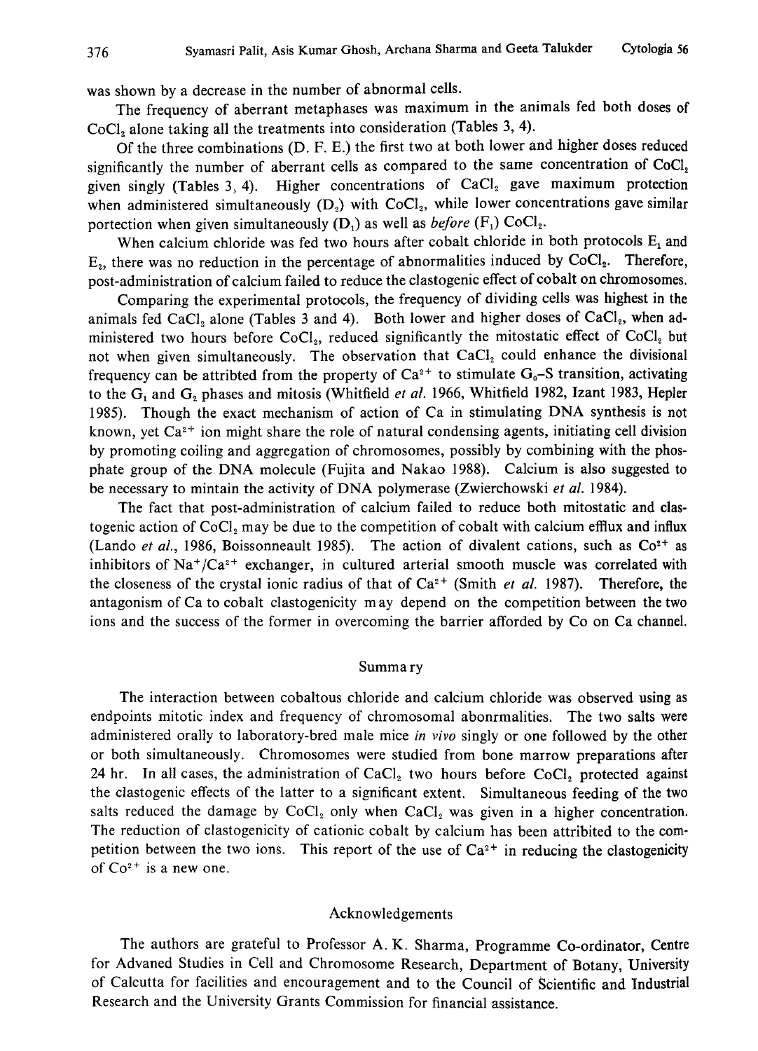was shown by a decrease in the number of abnormal cells.

The frequency of aberrant metaphases was maximum in the animals fed both doses of $CoCl_2$ alone taking all the treatments into consideration (Tables 3, 4).

Of the three combinations (D. F. E.) the first two at both lower and higher doses reduced significantly the number of aberrant cells as compared to the same concentration of $CoCl_2$ given singly (Tables 3, 4). Higher concentrations of $CaCl_2$ gave maximum protection when administered simultaneously ($D_2$) with $CoCl_2$, while lower concentrations gave similar portection when given simultaneously ($D_1$) as well as *before* ($F_1$) $CoCl_2$.

When calcium chloride was fed two hours after cobalt chloride in both protocols $E_1$ and $E_2$, there was no reduction in the percentage of abnormalities induced by $CoCl_2$. Therefore, post-administration of calcium failed to reduce the clastogenic effect of cobalt on chromosomes.

Comparing the experimental protocols, the frequency of dividing cells was highest in the animals fed $CaCl_2$ alone (Tables 3 and 4). Both lower and higher doses of $CaCl_2$, when administered two hours before $CoCl_2$, reduced significantly the mitostatic effect of $CoCl_2$ but not when given simultaneously. The observation that $CaCl_2$ could enhance the divisional frequency can be attribted from the property of $Ca^{2+}$ to stimulate $G_0$–S transition, activating to the $G_1$ and $G_2$ phases and mitosis (Whitfield *et al.* 1966, Whitfield 1982, Izant 1983, Hepler 1985). Though the exact mechanism of action of Ca in stimulating DNA synthesis is not known, yet $Ca^{2+}$ ion might share the role of natural condensing agents, initiating cell division by promoting coiling and aggregation of chromosomes, possibly by combining with the phosphate group of the DNA molecule (Fujita and Nakao 1988). Calcium is also suggested to be necessary to mintain the activity of DNA polymerase (Zwierchowski *et al.* 1984).

The fact that post-administration of calcium failed to reduce both mitostatic and clastogenic action of $CoCl_2$ may be due to the competition of cobalt with calcium efflux and influx (Lando *et al.*, 1986, Boissonneault 1985). The action of divalent cations, such as $Co^{2+}$ as inhibitors of $Na^+/Ca^{2+}$ exchanger, in cultured arterial smooth muscle was correlated with the closeness of the crystal ionic radius of that of $Ca^{2+}$ (Smith *et al.* 1987). Therefore, the antagonism of Ca to cobalt clastogenicity may depend on the competition between the two ions and the success of the former in overcoming the barrier afforded by Co on Ca channel.

## Summary

The interaction between cobaltous chloride and calcium chloride was observed using as endpoints mitotic index and frequency of chromosomal abonrmalities. The two salts were administered orally to laboratory-bred male mice *in vivo* singly or one followed by the other or both simultaneously. Chromosomes were studied from bone marrow preparations after 24 hr. In all cases, the administration of $CaCl_2$ two hours before $CoCl_2$ protected against the clastogenic effects of the latter to a significant extent. Simultaneous feeding of the two salts reduced the damage by $CoCl_2$ only when $CaCl_2$ was given in a higher concentration. The reduction of clastogenicity of cationic cobalt by calcium has been attribited to the competition between the two ions. This report of the use of $Ca^{2+}$ in reducing the clastogenicity of $Co^{2+}$ is a new one.

## Acknowledgements

The authors are grateful to Professor A. K. Sharma, Programme Co-ordinator, Centre for Advaned Studies in Cell and Chromosome Research, Department of Botany, University of Calcutta for facilities and encouragement and to the Council of Scientific and Industrial Research and the University Grants Commission for financial assistance.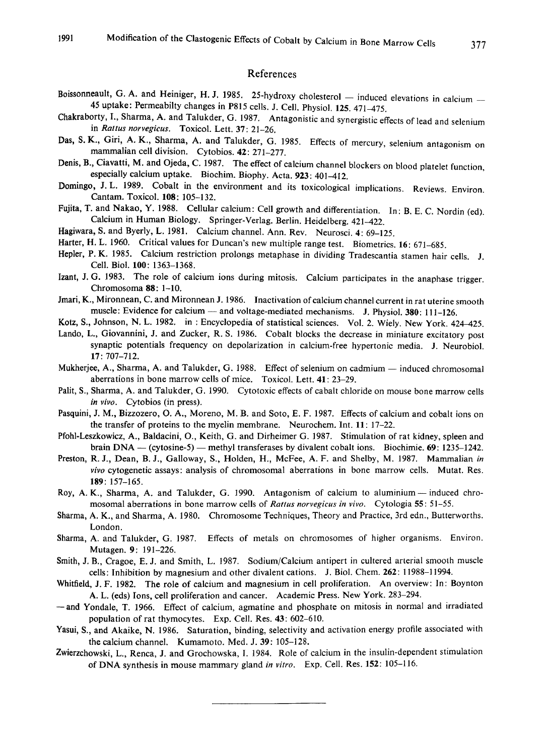## References

Boissonneault, G. A. and Heiniger, H. J. 1985. 25-hydroxy cholesterol — induced elevations in calcium — 45 uptake: Permeabilty changes in P815 cells. J. Cell. Physiol. **125**. 471–475.

Chakraborty, I., Sharma, A. and Talukder, G. 1987. Antagonistic and synergistic effects of lead and selenium in *Rattus norvegicus*. Toxicol. Lett. **37**: 21–26.

Das, S. K., Giri, A. K., Sharma, A. and Talukder, G. 1985. Effects of mercury, selenium antagonism on mammalian cell division. Cytobios. **42**: 271–277.

Denis, B., Ciavatti, M. and Ojeda, C. 1987. The effect of calcium channel blockers on blood platelet function, especially calcium uptake. Biochim. Biophy. Acta. **923**: 401–412.

Domingo, J. L. 1989. Cobalt in the environment and its toxicological implications. Reviews. Environ. Cantam. Toxicol. **108**: 105–132.

Fujita, T. and Nakao, Y. 1988. Cellular calcium: Cell growth and differentiation. In: B. E. C. Nordin (ed). Calcium in Human Biology. Springer-Verlag. Berlin. Heidelberg. 421–422.

Hagiwara, S. and Byerly, L. 1981. Calcium channel. Ann. Rev. Neurosci. **4**: 69–125.

Harter, H. L. 1960. Critical values for Duncan's new multiple range test. Biometrics. **16**: 671–685.

Hepler, P. K. 1985. Calcium restriction prolongs metaphase in dividing Tradescantia stamen hair cells. J. Cell. Biol. **100**: 1363–1368.

Izant, J. G. 1983. The role of calcium ions during mitosis. Calcium participates in the anaphase trigger. Chromosoma **88**: 1–10.

Jmari, K., Mironnean, C. and Mironnean J. 1986. Inactivation of calcium channel current in rat uterine smooth muscle: Evidence for calcium — and voltage-mediated mechanisms. J. Physiol. **380**: 111–126.

Kotz, S., Johnson, N. L. 1982. in : Encyclopedia of statistical sciences. Vol. 2. Wiely. New York. 424–425.

Lando, L., Giovannini, J. and Zucker, R. S. 1986. Cobalt blocks the decrease in miniature excitatory post synaptic potentials frequency on depolarization in calcium-free hypertonic media. J. Neurobiol. **17**: 707–712.

Mukherjee, A., Sharma, A. and Talukder, G. 1988. Effect of selenium on cadmium — induced chromosomal aberrations in bone marrow cells of mice. Toxicol. Lett. **41**: 23–29.

Palit, S., Sharma, A. and Talukder, G. 1990. Cytotoxic effects of cabalt chloride on mouse bone marrow cells *in vivo*. Cytobios (in press).

Pasquini, J. M., Bizzozero, O. A., Moreno, M. B. and Soto, E. F. 1987. Effects of calcium and cobalt ions on the transfer of proteins to the myelin membrane. Neurochem. Int. **11**: 17–22.

Pfohl-Leszkowicz, A., Baldacini, O., Keith, G. and Dirheimer G. 1987. Stimulation of rat kidney, spleen and brain DNA — (cytosine-5) — methyl transferases by divalent cobalt ions. Biochimie. **69**: 1235–1242.

Preston, R. J., Dean, B. J., Galloway, S., Holden, H., McFee, A. F. and Shelby, M. 1987. Mammalian *in vivo* cytogenetic assays: analysis of chromosomal aberrations in bone marrow cells. Mutat. Res. **189**: 157–165.

Roy, A. K., Sharma, A. and Talukder, G. 1990. Antagonism of calcium to aluminium — induced chromosomal aberrations in bone marrow cells of *Rattus norvegicus in vivo*. Cytologia **55**: 51–55.

Sharma, A. K., and Sharma, A. 1980. Chromosome Techniques, Theory and Practice, 3rd edn., Butterworths. London.

Sharma, A. and Talukder, G. 1987. Effects of metals on chromosomes of higher organisms. Environ. Mutagen. **9**: 191–226.

Smith, J. B., Cragoe, E. J. and Smith, L. 1987. Sodium/Calcium antipert in cultered arterial smooth muscle cells: Inhibition by magnesium and other divalent cations. J. Biol. Chem. **262**: 11988–11994.

Whitfield, J. F. 1982. The role of calcium and magnesium in cell proliferation. An overview: In: Boynton A. L. (eds) Ions, cell proliferation and cancer. Academic Press. New York. 283–294.

— and Yondale, T. 1966. Effect of calcium, agmatine and phosphate on mitosis in normal and irradiated population of rat thymocytes. Exp. Cell. Res. **43**: 602–610.

Yasui, S., and Akaike, N. 1986. Saturation, binding, selectivity and activation energy profile associated with the calcium channel. Kumamoto. Med. J. **39**: 105–128.

Zwierzchowski, L., Renca, J. and Grochowska, I. 1984. Role of calcium in the insulin-dependent stimulation of DNA synthesis in mouse mammary gland *in vitro*. Exp. Cell. Res. **152**: 105–116.